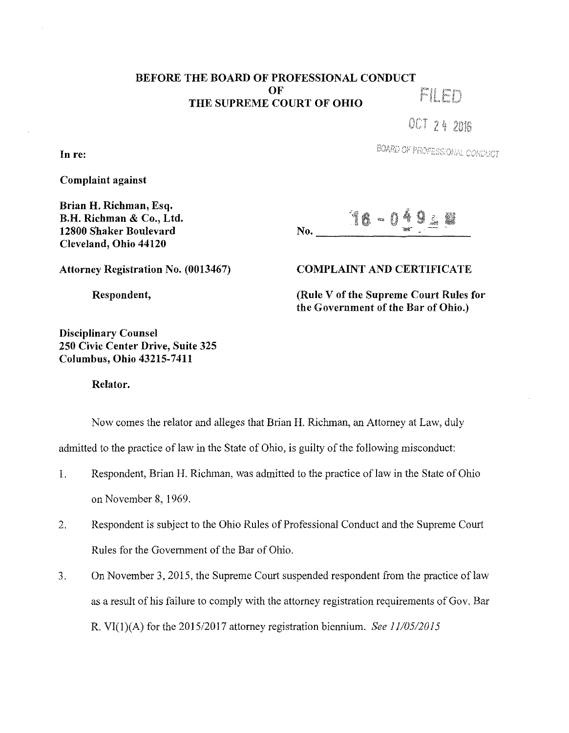**BEFORE THE BOARD OF PROFESSIONAL CONDUCT**
**OF**
**THE SUPREME COURT OF OHIO**

FILED

OCT 24 2016

BOARD OF PROFESSIONAL CONDUCT

**In re:**

**Complaint against**

**Brian H. Richman, Esq.**
**B.H. Richman & Co., Ltd.**
**12800 Shaker Boulevard**
**Cleveland, Ohio 44120**

**No.** 16 - 049

**Attorney Registration No. (0013467)**

**Respondent,**

**COMPLAINT AND CERTIFICATE**

**(Rule V of the Supreme Court Rules for the Government of the Bar of Ohio.)**

**Disciplinary Counsel**
**250 Civic Center Drive, Suite 325**
**Columbus, Ohio 43215-7411**

**Relator.**

Now comes the relator and alleges that Brian H. Richman, an Attorney at Law, duly admitted to the practice of law in the State of Ohio, is guilty of the following misconduct:

1. Respondent, Brian H. Richman, was admitted to the practice of law in the State of Ohio on November 8, 1969.
2. Respondent is subject to the Ohio Rules of Professional Conduct and the Supreme Court Rules for the Government of the Bar of Ohio.
3. On November 3, 2015, the Supreme Court suspended respondent from the practice of law as a result of his failure to comply with the attorney registration requirements of Gov. Bar R. VI(1)(A) for the 2015/2017 attorney registration biennium. *See 11/05/2015*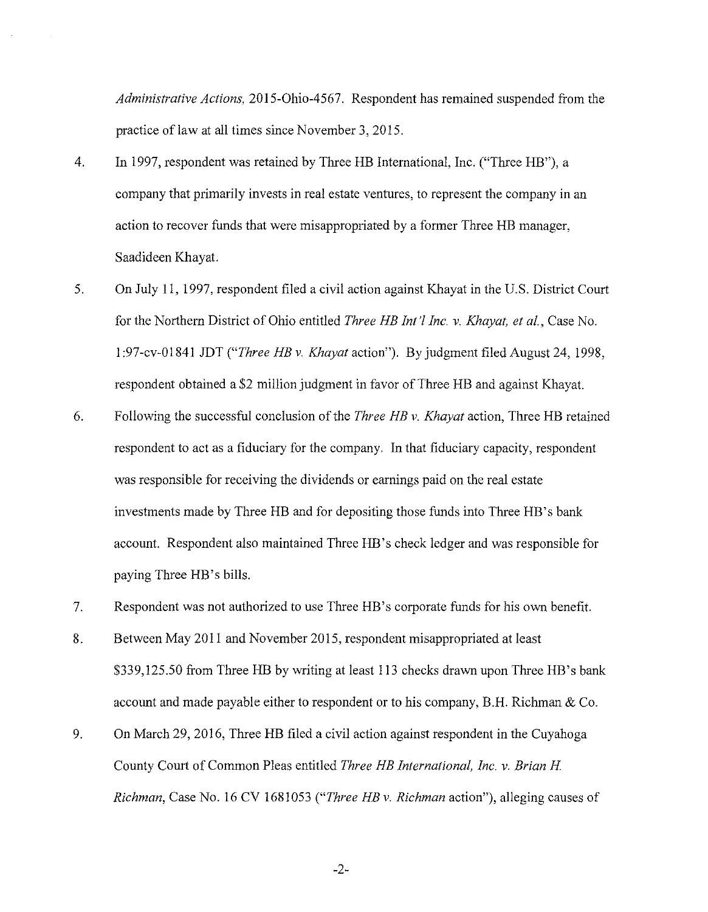*Administrative Actions*, 2015-Ohio-4567. Respondent has remained suspended from the practice of law at all times since November 3, 2015.

4. In 1997, respondent was retained by Three HB International, Inc. ("Three HB"), a company that primarily invests in real estate ventures, to represent the company in an action to recover funds that were misappropriated by a former Three HB manager, Saadideen Khayat.

5. On July 11, 1997, respondent filed a civil action against Khayat in the U.S. District Court for the Northern District of Ohio entitled *Three HB Int'l Inc. v. Khayat, et al.*, Case No. 1:97-cv-01841 JDT ("*Three HB v. Khayat* action"). By judgment filed August 24, 1998, respondent obtained a $2 million judgment in favor of Three HB and against Khayat.

6. Following the successful conclusion of the *Three HB v. Khayat* action, Three HB retained respondent to act as a fiduciary for the company. In that fiduciary capacity, respondent was responsible for receiving the dividends or earnings paid on the real estate investments made by Three HB and for depositing those funds into Three HB's bank account. Respondent also maintained Three HB's check ledger and was responsible for paying Three HB's bills.

7. Respondent was not authorized to use Three HB's corporate funds for his own benefit.

8. Between May 2011 and November 2015, respondent misappropriated at least $339,125.50 from Three HB by writing at least 113 checks drawn upon Three HB's bank account and made payable either to respondent or to his company, B.H. Richman & Co.

9. On March 29, 2016, Three HB filed a civil action against respondent in the Cuyahoga County Court of Common Pleas entitled *Three HB International, Inc. v. Brian H. Richman*, Case No. 16 CV 1681053 ("*Three HB v. Richman* action"), alleging causes of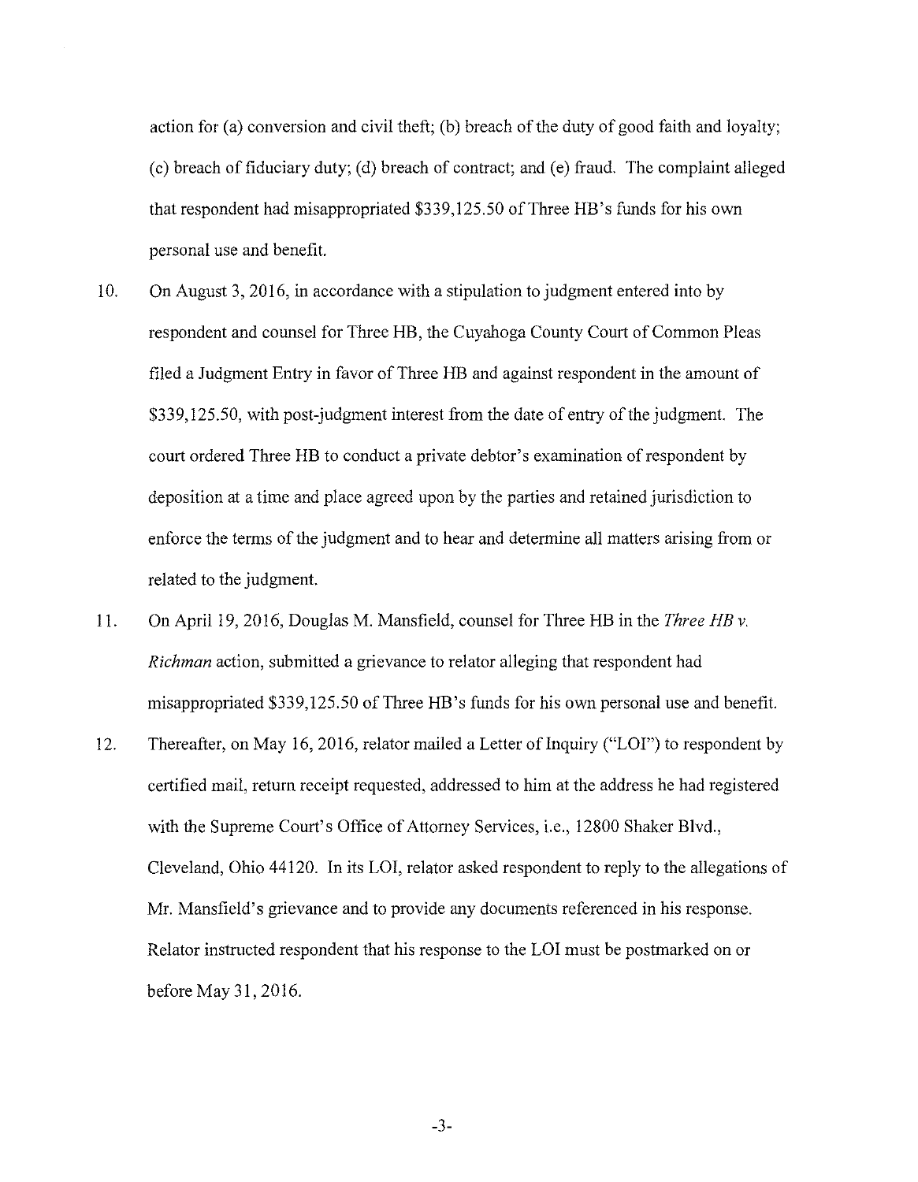action for (a) conversion and civil theft; (b) breach of the duty of good faith and loyalty; (c) breach of fiduciary duty; (d) breach of contract; and (e) fraud. The complaint alleged that respondent had misappropriated $339,125.50 of Three HB's funds for his own personal use and benefit.

10. On August 3, 2016, in accordance with a stipulation to judgment entered into by respondent and counsel for Three HB, the Cuyahoga County Court of Common Pleas filed a Judgment Entry in favor of Three HB and against respondent in the amount of $339,125.50, with post-judgment interest from the date of entry of the judgment. The court ordered Three HB to conduct a private debtor's examination of respondent by deposition at a time and place agreed upon by the parties and retained jurisdiction to enforce the terms of the judgment and to hear and determine all matters arising from or related to the judgment.

11. On April 19, 2016, Douglas M. Mansfield, counsel for Three HB in the *Three HB v. Richman* action, submitted a grievance to relator alleging that respondent had misappropriated $339,125.50 of Three HB's funds for his own personal use and benefit.

12. Thereafter, on May 16, 2016, relator mailed a Letter of Inquiry ("LOI") to respondent by certified mail, return receipt requested, addressed to him at the address he had registered with the Supreme Court's Office of Attorney Services, i.e., 12800 Shaker Blvd., Cleveland, Ohio 44120. In its LOI, relator asked respondent to reply to the allegations of Mr. Mansfield's grievance and to provide any documents referenced in his response. Relator instructed respondent that his response to the LOI must be postmarked on or before May 31, 2016.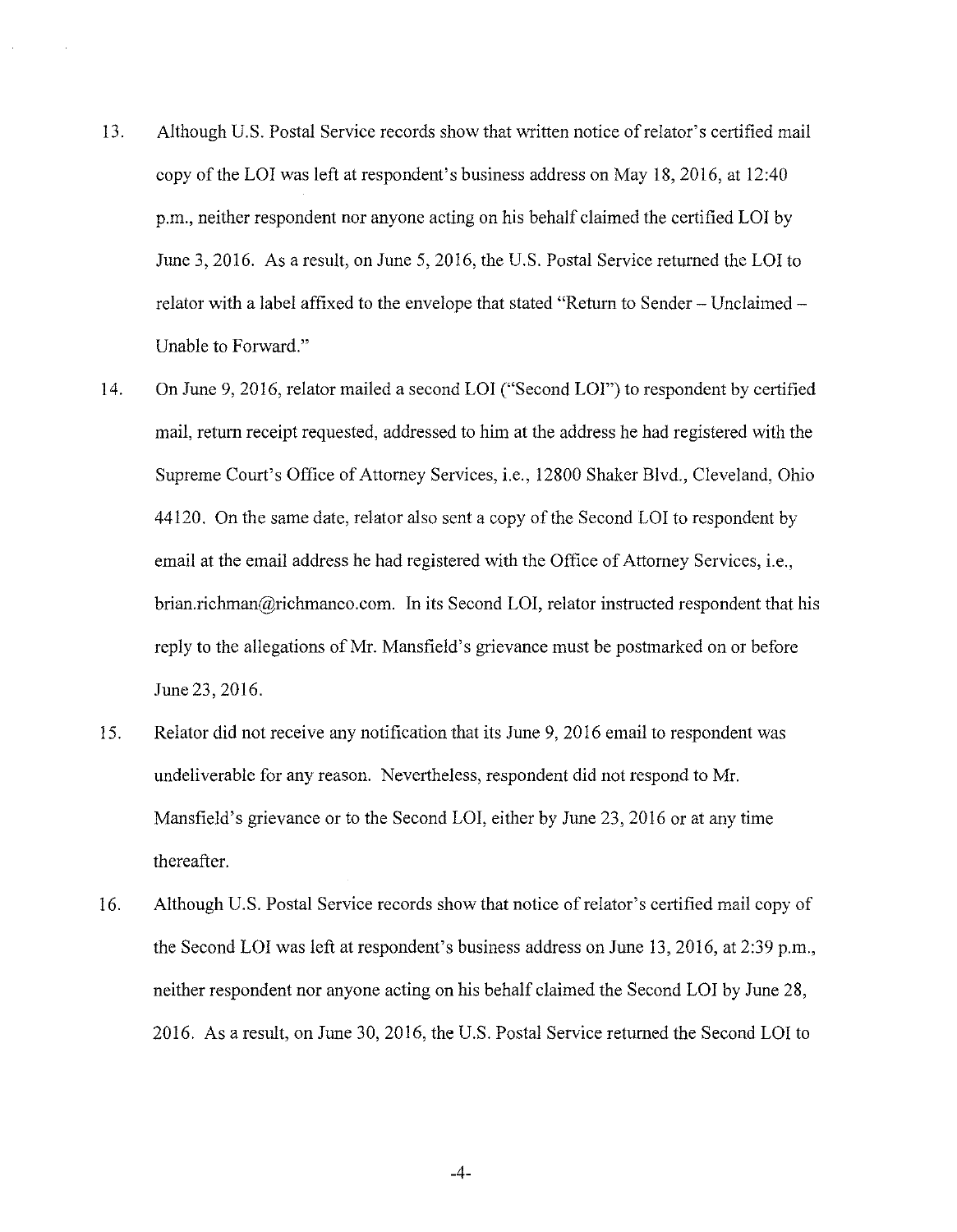13. Although U.S. Postal Service records show that written notice of relator's certified mail copy of the LOI was left at respondent's business address on May 18, 2016, at 12:40 p.m., neither respondent nor anyone acting on his behalf claimed the certified LOI by June 3, 2016. As a result, on June 5, 2016, the U.S. Postal Service returned the LOI to relator with a label affixed to the envelope that stated "Return to Sender – Unclaimed – Unable to Forward."

14. On June 9, 2016, relator mailed a second LOI ("Second LOI") to respondent by certified mail, return receipt requested, addressed to him at the address he had registered with the Supreme Court's Office of Attorney Services, i.e., 12800 Shaker Blvd., Cleveland, Ohio 44120. On the same date, relator also sent a copy of the Second LOI to respondent by email at the email address he had registered with the Office of Attorney Services, i.e., brian.richman@richmanco.com. In its Second LOI, relator instructed respondent that his reply to the allegations of Mr. Mansfield's grievance must be postmarked on or before June 23, 2016.

15. Relator did not receive any notification that its June 9, 2016 email to respondent was undeliverable for any reason. Nevertheless, respondent did not respond to Mr. Mansfield's grievance or to the Second LOI, either by June 23, 2016 or at any time thereafter.

16. Although U.S. Postal Service records show that notice of relator's certified mail copy of the Second LOI was left at respondent's business address on June 13, 2016, at 2:39 p.m., neither respondent nor anyone acting on his behalf claimed the Second LOI by June 28, 2016. As a result, on June 30, 2016, the U.S. Postal Service returned the Second LOI to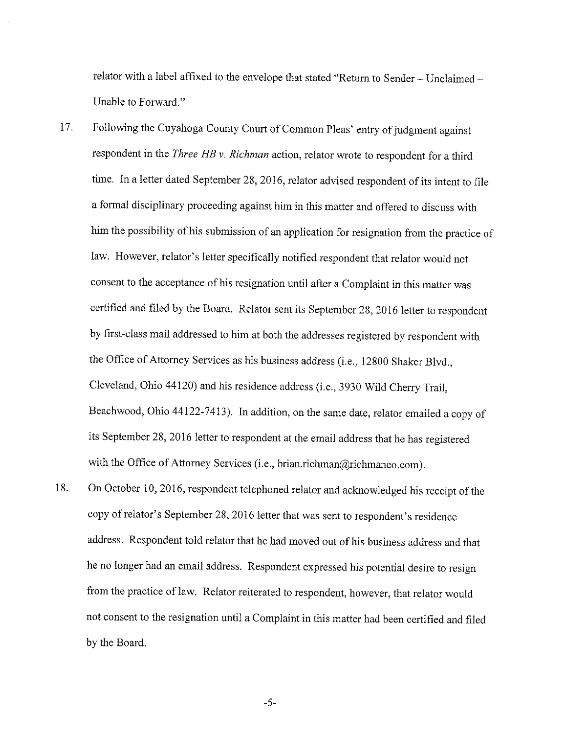relator with a label affixed to the envelope that stated "Return to Sender – Unclaimed – Unable to Forward."

17. Following the Cuyahoga County Court of Common Pleas' entry of judgment against respondent in the *Three HB v. Richman* action, relator wrote to respondent for a third time. In a letter dated September 28, 2016, relator advised respondent of its intent to file a formal disciplinary proceeding against him in this matter and offered to discuss with him the possibility of his submission of an application for resignation from the practice of law. However, relator's letter specifically notified respondent that relator would not consent to the acceptance of his resignation until after a Complaint in this matter was certified and filed by the Board. Relator sent its September 28, 2016 letter to respondent by first-class mail addressed to him at both the addresses registered by respondent with the Office of Attorney Services as his business address (i.e., 12800 Shaker Blvd., Cleveland, Ohio 44120) and his residence address (i.e., 3930 Wild Cherry Trail, Beachwood, Ohio 44122-7413). In addition, on the same date, relator emailed a copy of its September 28, 2016 letter to respondent at the email address that he has registered with the Office of Attorney Services (i.e., brian.richman@richmanco.com).

18. On October 10, 2016, respondent telephoned relator and acknowledged his receipt of the copy of relator's September 28, 2016 letter that was sent to respondent's residence address. Respondent told relator that he had moved out of his business address and that he no longer had an email address. Respondent expressed his potential desire to resign from the practice of law. Relator reiterated to respondent, however, that relator would not consent to the resignation until a Complaint in this matter had been certified and filed by the Board.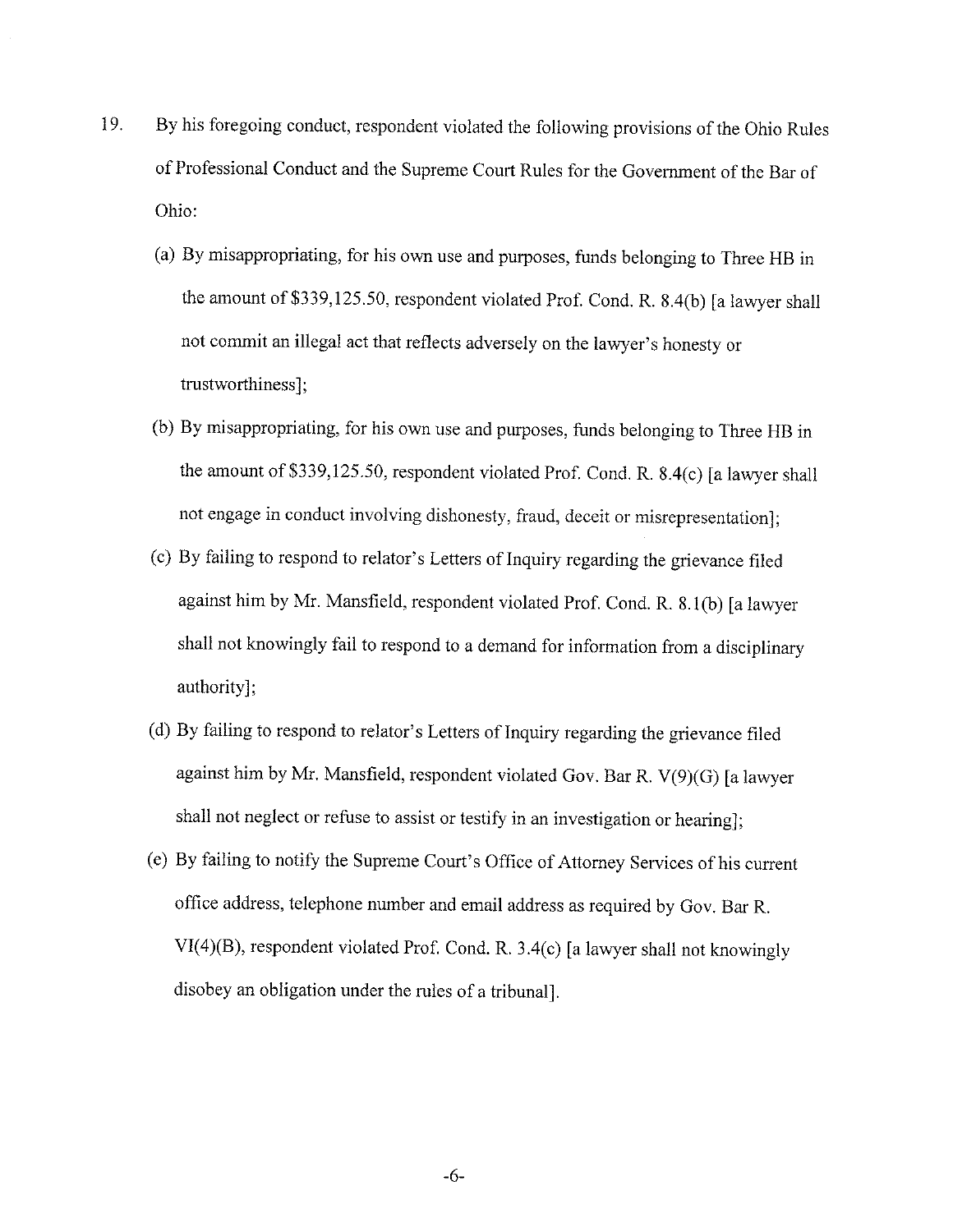19. By his foregoing conduct, respondent violated the following provisions of the Ohio Rules of Professional Conduct and the Supreme Court Rules for the Government of the Bar of Ohio:

    (a) By misappropriating, for his own use and purposes, funds belonging to Three HB in the amount of $339,125.50, respondent violated Prof. Cond. R. 8.4(b) [a lawyer shall not commit an illegal act that reflects adversely on the lawyer's honesty or trustworthiness];

    (b) By misappropriating, for his own use and purposes, funds belonging to Three HB in the amount of $339,125.50, respondent violated Prof. Cond. R. 8.4(c) [a lawyer shall not engage in conduct involving dishonesty, fraud, deceit or misrepresentation];

    (c) By failing to respond to relator's Letters of Inquiry regarding the grievance filed against him by Mr. Mansfield, respondent violated Prof. Cond. R. 8.1(b) [a lawyer shall not knowingly fail to respond to a demand for information from a disciplinary authority];

    (d) By failing to respond to relator's Letters of Inquiry regarding the grievance filed against him by Mr. Mansfield, respondent violated Gov. Bar R. V(9)(G) [a lawyer shall not neglect or refuse to assist or testify in an investigation or hearing];

    (e) By failing to notify the Supreme Court's Office of Attorney Services of his current office address, telephone number and email address as required by Gov. Bar R. VI(4)(B), respondent violated Prof. Cond. R. 3.4(c) [a lawyer shall not knowingly disobey an obligation under the rules of a tribunal].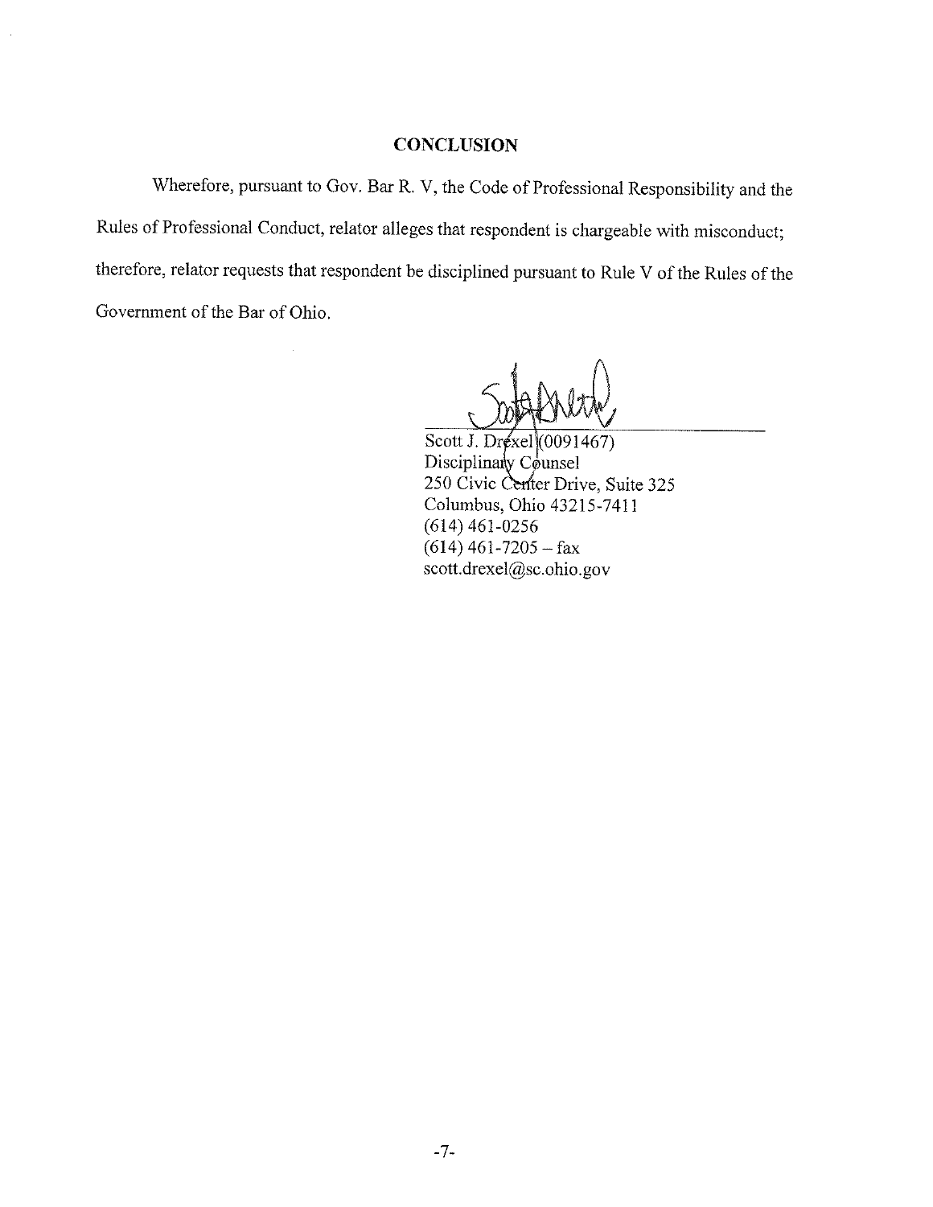## CONCLUSION

Wherefore, pursuant to Gov. Bar R. V, the Code of Professional Responsibility and the Rules of Professional Conduct, relator alleges that respondent is chargeable with misconduct; therefore, relator requests that respondent be disciplined pursuant to Rule V of the Rules of the Government of the Bar of Ohio.

Scott J. Drexel (0091467)
Disciplinary Counsel
250 Civic Center Drive, Suite 325
Columbus, Ohio 43215-7411
(614) 461-0256
(614) 461-7205 – fax
scott.drexel@sc.ohio.gov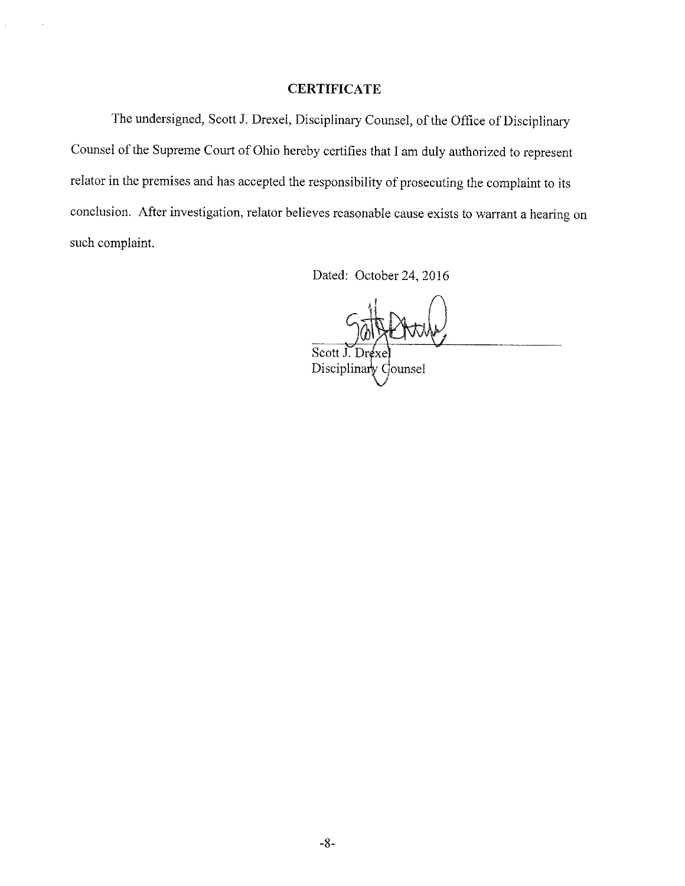## CERTIFICATE

The undersigned, Scott J. Drexel, Disciplinary Counsel, of the Office of Disciplinary Counsel of the Supreme Court of Ohio hereby certifies that I am duly authorized to represent relator in the premises and has accepted the responsibility of prosecuting the complaint to its conclusion. After investigation, relator believes reasonable cause exists to warrant a hearing on such complaint.

Dated: October 24, 2016

Scott J. Drexel
Disciplinary Counsel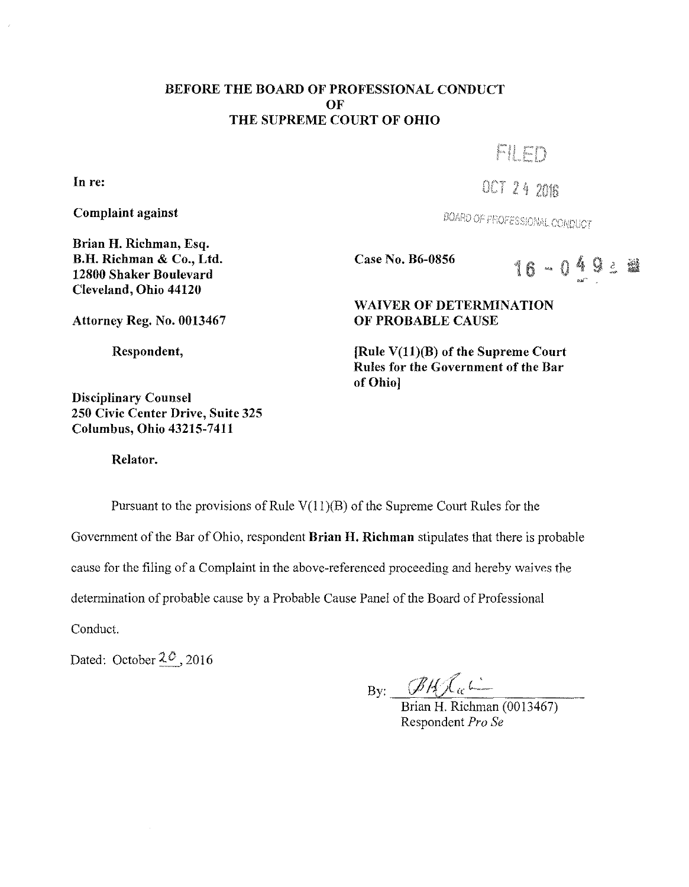**BEFORE THE BOARD OF PROFESSIONAL CONDUCT**
**OF**
**THE SUPREME COURT OF OHIO**

FILED

OCT 24 2016

BOARD OF PROFESSIONAL CONDUCT

**In re:**

**Complaint against**

**Brian H. Richman, Esq.**
**B.H. Richman & Co., Ltd.**
**12800 Shaker Boulevard**
**Cleveland, Ohio 44120**

**Attorney Reg. No. 0013467**

**Respondent,**

**Disciplinary Counsel**
**250 Civic Center Drive, Suite 325**
**Columbus, Ohio 43215-7411**

**Relator.**

**Case No. B6-0856**

16 - 049

**WAIVER OF DETERMINATION OF PROBABLE CAUSE**

**[Rule V(11)(B) of the Supreme Court Rules for the Government of the Bar of Ohio]**

Pursuant to the provisions of Rule V(11)(B) of the Supreme Court Rules for the Government of the Bar of Ohio, respondent **Brian H. Richman** stipulates that there is probable cause for the filing of a Complaint in the above-referenced proceeding and hereby waives the determination of probable cause by a Probable Cause Panel of the Board of Professional Conduct.

Dated: October 20, 2016

By: ______________________
Brian H. Richman (0013467)
Respondent *Pro Se*